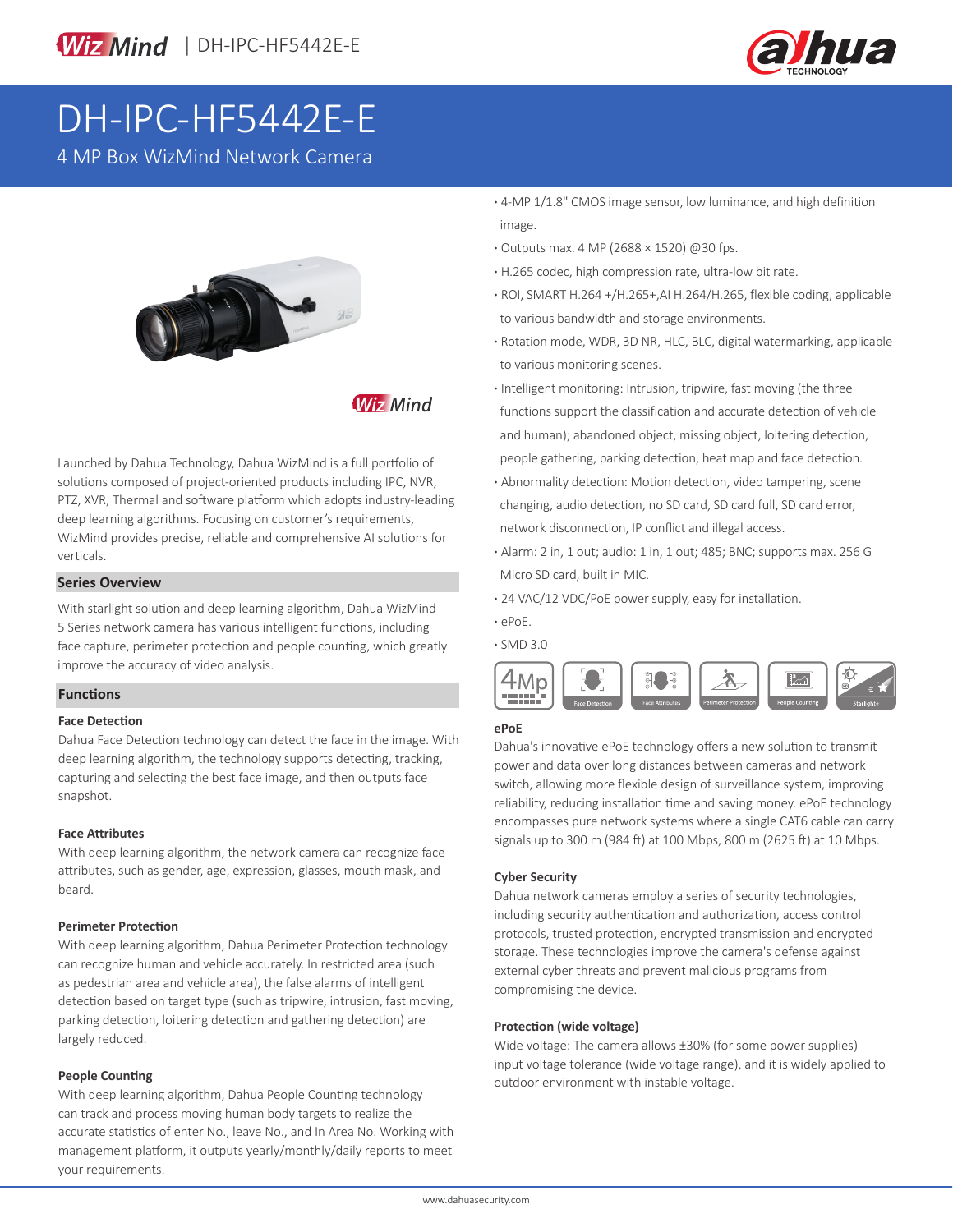# DH-IPC-HF5442E-E

4 MP Box WizMind Network Camera

Launched by Dahua Technology, Dahua WizMind is a full portfolio of solutions composed of project-oriented products including IPC, NVR, PTZ, XVR, Thermal and software platform which adopts industry-leading deep learning algorithms. Focusing on customer's requirements, WizMind provides precise, reliable and comprehensive AI solutions for verticals.

## Series Overview

With starlight solution and deep learning algorithm, Dahua WizMind 5 Series network camera has various intelligent functions, including face capture, perimeter protection and people counting, which greatly improve the accuracy of video analysis.

## Functions

### Face Detection

Dahua Face Detection technology can detect the face in the image. With deep learning algorithm, the technology supports detecting, tracking, capturing and selecting the best face image, and then outputs face snapshot.

### Face Attributes

With deep learning algorithm, the network camera can recognize face attributes, such as gender, age, expression, glasses, mouth mask, and beard.

### Perimeter Protection

With deep learning algorithm, Dahua Perimeter Protection technology can recognize human and vehicle accurately. In restricted area (such as pedestrian area and vehicle area), the false alarms of intelligent detection based on target type (such as tripwire, intrusion, fast moving, parking detection, loitering detection and gathering detection) are largely reduced.

### People Counting

With deep learning algorithm, Dahua People Counting technology can track and process moving human body targets to realize the accurate statistics of enter No., leave No., and In Area No. Working with management platform, it outputs yearly/monthly/daily reports to meet your requirements.

- 4-MP 1/1.8" CMOS image sensor, low luminance, and high definition image.
- Outputs max. 4 MP (2688 × 1520) @30 fps.
- H.265 codec, high compression rate, ultra-low bit rate.
- ROI, SMART H.264 +/H.265+,AI H.264/H.265, flexible coding, applicable to various bandwidth and storage environments.
- Rotation mode, WDR, 3D NR, HLC, BLC, digital watermarking, applicable to various monitoring scenes.
- Intelligent monitoring: Intrusion, tripwire, fast moving (the three functions support the classification and accurate detection of vehicle and human); abandoned object, missing object, loitering detection, people gathering, parking detection, heat map and face detection.
- Abnormality detection: Motion detection, video tampering, scene changing, audio detection, no SD card, SD card full, SD card error, network disconnection, IP conflict and illegal access.
- Alarm: 2 in, 1 out; audio: 1 in, 1 out; 485; BNC; supports max. 256 G Micro SD card, built in MIC.
- 24 VAC/12 VDC/PoE power supply, easy for installation.
- ePoE.
- SMD 3.0

4Mp | Face Detection | Face Attributes | Perimeter Protection | People Counting | Starlight+

### ePoE

Dahua's innovative ePoE technology offers a new solution to transmit power and data over long distances between cameras and network switch, allowing more flexible design of surveillance system, improving reliability, reducing installation time and saving money. ePoE technology encompasses pure network systems where a single CAT6 cable can carry signals up to 300 m (984 ft) at 100 Mbps, 800 m (2625 ft) at 10 Mbps.

### Cyber Security

Dahua network cameras employ a series of security technologies, including security authentication and authorization, access control protocols, trusted protection, encrypted transmission and encrypted storage. These technologies improve the camera's defense against external cyber threats and prevent malicious programs from compromising the device.

### Protection (wide voltage)

Wide voltage: The camera allows ±30% (for some power supplies) input voltage tolerance (wide voltage range), and it is widely applied to outdoor environment with instable voltage.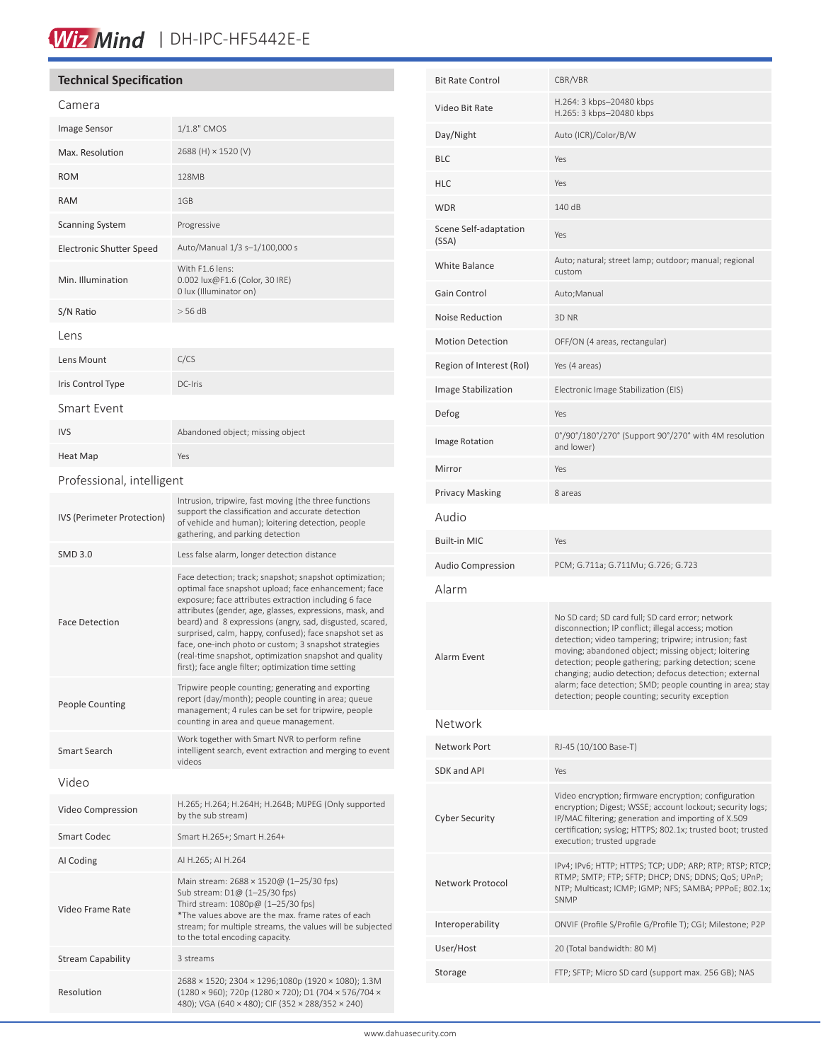# DH-IPC-HF5442E-E

## Technical Specification

### Camera

| | |
|---|---|
| Image Sensor | 1/1.8" CMOS |
| Max. Resolution | 2688 (H) × 1520 (V) |
| ROM | 128MB |
| RAM | 1GB |
| Scanning System | Progressive |
| Electronic Shutter Speed | Auto/Manual 1/3 s–1/100,000 s |
| Min. Illumination | With F1.6 lens:<br>0.002 lux@F1.6 (Color, 30 IRE)<br>0 lux (Illuminator on) |
| S/N Ratio | > 56 dB |

### Lens

| | |
|---|---|
| Lens Mount | C/CS |
| Iris Control Type | DC-Iris |

### Smart Event

| | |
|---|---|
| IVS | Abandoned object; missing object |
| Heat Map | Yes |

### Professional, intelligent

| | |
|---|---|
| IVS (Perimeter Protection) | Intrusion, tripwire, fast moving (the three functions support the classification and accurate detection of vehicle and human); loitering detection, people gathering, and parking detection |
| SMD 3.0 | Less false alarm, longer detection distance |
| Face Detection | Face detection; track; snapshot; snapshot optimization; optimal face snapshot upload; face enhancement; face exposure; face attributes extraction including 6 face attributes (gender, age, glasses, expressions, mask, and beard) and 8 expressions (angry, sad, disgusted, scared, surprised, calm, happy, confused); face snapshot set as face, one-inch photo or custom; 3 snapshot strategies (real-time snapshot, optimization snapshot and quality first); face angle filter; optimization time setting |
| People Counting | Tripwire people counting; generating and exporting report (day/month); people counting in area; queue management; 4 rules can be set for tripwire, people counting in area and queue management. |
| Smart Search | Work together with Smart NVR to perform refine intelligent search, event extraction and merging to event videos |

### Video

| | |
|---|---|
| Video Compression | H.265; H.264; H.264H; H.264B; MJPEG (Only supported by the sub stream) |
| Smart Codec | Smart H.265+; Smart H.264+ |
| AI Coding | AI H.265; AI H.264 |
| Video Frame Rate | Main stream: 2688 × 1520@ (1–25/30 fps)<br>Sub stream: D1@ (1–25/30 fps)<br>Third stream: 1080p@ (1–25/30 fps)<br>*The values above are the max. frame rates of each stream; for multiple streams, the values will be subjected to the total encoding capacity. |
| Stream Capability | 3 streams |
| Resolution | 2688 × 1520; 2304 × 1296;1080p (1920 × 1080); 1.3M (1280 × 960); 720p (1280 × 720); D1 (704 × 576/704 × 480); VGA (640 × 480); CIF (352 × 288/352 × 240) |
| Bit Rate Control | CBR/VBR |
| Video Bit Rate | H.264: 3 kbps–20480 kbps<br>H.265: 3 kbps–20480 kbps |
| Day/Night | Auto (ICR)/Color/B/W |
| BLC | Yes |
| HLC | Yes |
| WDR | 140 dB |
| Scene Self-adaptation (SSA) | Yes |
| White Balance | Auto; natural; street lamp; outdoor; manual; regional custom |
| Gain Control | Auto;Manual |
| Noise Reduction | 3D NR |
| Motion Detection | OFF/ON (4 areas, rectangular) |
| Region of Interest (RoI) | Yes (4 areas) |
| Image Stabilization | Electronic Image Stabilization (EIS) |
| Defog | Yes |
| Image Rotation | 0°/90°/180°/270° (Support 90°/270° with 4M resolution and lower) |
| Mirror | Yes |
| Privacy Masking | 8 areas |

### Audio

| | |
|---|---|
| Built-in MIC | Yes |
| Audio Compression | PCM; G.711a; G.711Mu; G.726; G.723 |

### Alarm

| | |
|---|---|
| Alarm Event | No SD card; SD card full; SD card error; network disconnection; IP conflict; illegal access; motion detection; video tampering; tripwire; intrusion; fast moving; abandoned object; missing object; loitering detection; people gathering; parking detection; scene changing; audio detection; defocus detection; external alarm; face detection; SMD; people counting in area; stay detection; people counting; security exception |

### Network

| | |
|---|---|
| Network Port | RJ-45 (10/100 Base-T) |
| SDK and API | Yes |
| Cyber Security | Video encryption; firmware encryption; configuration encryption; Digest; WSSE; account lockout; security logs; IP/MAC filtering; generation and importing of X.509 certification; syslog; HTTPS; 802.1x; trusted boot; trusted execution; trusted upgrade |
| Network Protocol | IPv4; IPv6; HTTP; HTTPS; TCP; UDP; ARP; RTP; RTSP; RTCP; RTMP; SMTP; FTP; SFTP; DHCP; DNS; DDNS; QoS; UPnP; NTP; Multicast; ICMP; IGMP; NFS; SAMBA; PPPoE; 802.1x; SNMP |
| Interoperability | ONVIF (Profile S/Profile G/Profile T); CGI; Milestone; P2P |
| User/Host | 20 (Total bandwidth: 80 M) |
| Storage | FTP; SFTP; Micro SD card (support max. 256 GB); NAS |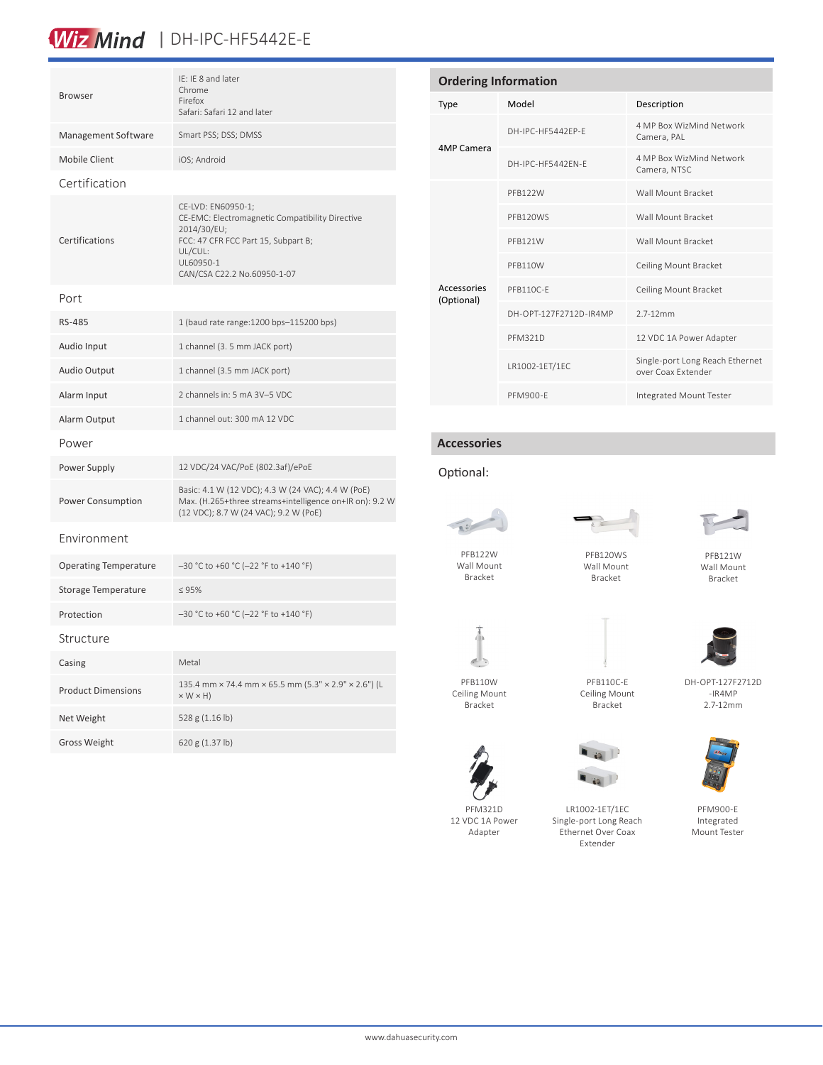| | |
|---|---|
| Browser | IE: IE 8 and later<br>Chrome<br>Firefox<br>Safari: Safari 12 and later |
| Management Software | Smart PSS; DSS; DMSS |
| Mobile Client | iOS; Android |

## Certification

| | |
|---|---|
| Certifications | CE-LVD: EN60950-1;<br>CE-EMC: Electromagnetic Compatibility Directive 2014/30/EU;<br>FCC: 47 CFR FCC Part 15, Subpart B;<br>UL/CUL:<br>UL60950-1<br>CAN/CSA C22.2 No.60950-1-07 |

## Port

| | |
|---|---|
| RS-485 | 1 (baud rate range:1200 bps–115200 bps) |
| Audio Input | 1 channel (3. 5 mm JACK port) |
| Audio Output | 1 channel (3.5 mm JACK port) |
| Alarm Input | 2 channels in: 5 mA 3V–5 VDC |
| Alarm Output | 1 channel out: 300 mA 12 VDC |

## Power

| | |
|---|---|
| Power Supply | 12 VDC/24 VAC/PoE (802.3af)/ePoE |
| Power Consumption | Basic: 4.1 W (12 VDC); 4.3 W (24 VAC); 4.4 W (PoE)<br>Max. (H.265+three streams+intelligence on+IR on): 9.2 W (12 VDC); 8.7 W (24 VAC); 9.2 W (PoE) |

## Environment

| | |
|---|---|
| Operating Temperature | –30 °C to +60 °C (–22 °F to +140 °F) |
| Storage Temperature | ≤ 95% |
| Protection | –30 °C to +60 °C (–22 °F to +140 °F) |

## Structure

| | |
|---|---|
| Casing | Metal |
| Product Dimensions | 135.4 mm × 74.4 mm × 65.5 mm (5.3" × 2.9" × 2.6") (L × W × H) |
| Net Weight | 528 g (1.16 lb) |
| Gross Weight | 620 g (1.37 lb) |

## Ordering Information

| Type | Model | Description |
|---|---|---|
| 4MP Camera | DH-IPC-HF5442EP-E | 4 MP Box WizMind Network Camera, PAL |
| | DH-IPC-HF5442EN-E | 4 MP Box WizMind Network Camera, NTSC |
| Accessories (Optional) | PFB122W | Wall Mount Bracket |
| | PFB120WS | Wall Mount Bracket |
| | PFB121W | Wall Mount Bracket |
| | PFB110W | Ceiling Mount Bracket |
| | PFB110C-E | Ceiling Mount Bracket |
| | DH-OPT-127F2712D-IR4MP | 2.7-12mm |
| | PFM321D | 12 VDC 1A Power Adapter |
| | LR1002-1ET/1EC | Single-port Long Reach Ethernet over Coax Extender |
| | PFM900-E | Integrated Mount Tester |

## Accessories

Optional:

PFB122W Wall Mount Bracket

PFB120WS Wall Mount Bracket

PFB121W Wall Mount Bracket

PFB110W Ceiling Mount Bracket

PFB110C-E Ceiling Mount Bracket

DH-OPT-127F2712D-IR4MP 2.7-12mm

PFM321D 12 VDC 1A Power Adapter

LR1002-1ET/1EC Single-port Long Reach Ethernet Over Coax Extender

PFM900-E Integrated Mount Tester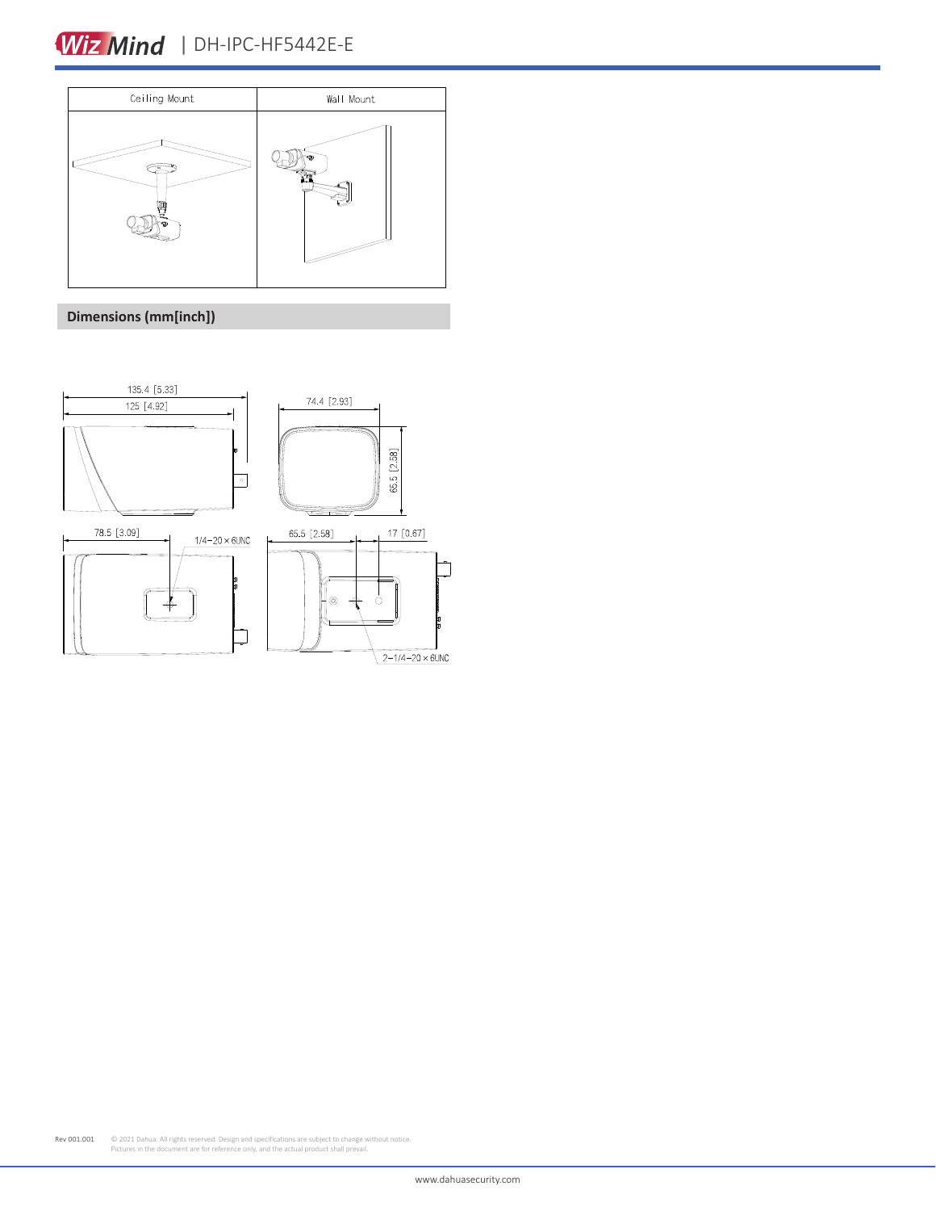| Ceiling Mount | Wall Mount |
| --- | --- |
| | |

## Dimensions (mm[inch])

135.4 [5.33]

125 [4.92]

74.4 [2.93]

65.5 [2.58]

78.5 [3.09]

1/4−20 × 6UNC

65.5 [2.58]

17 [0.67]

2−1/4−20 × 6UNC

Rev 001.001 © 2021 Dahua. All rights reserved. Design and specifications are subject to change without notice.
Pictures in the document are for reference only, and the actual product shall prevail.